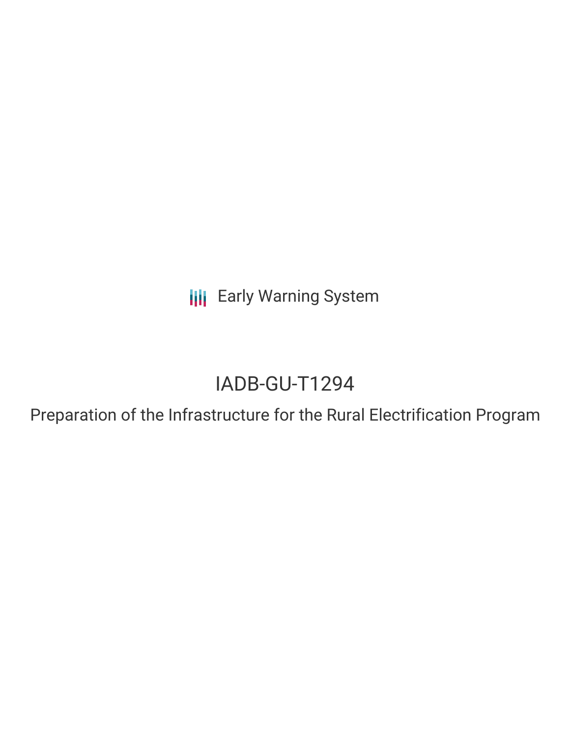Early Warning System

# IADB-GU-T1294

## Preparation of the Infrastructure for the Rural Electrification Program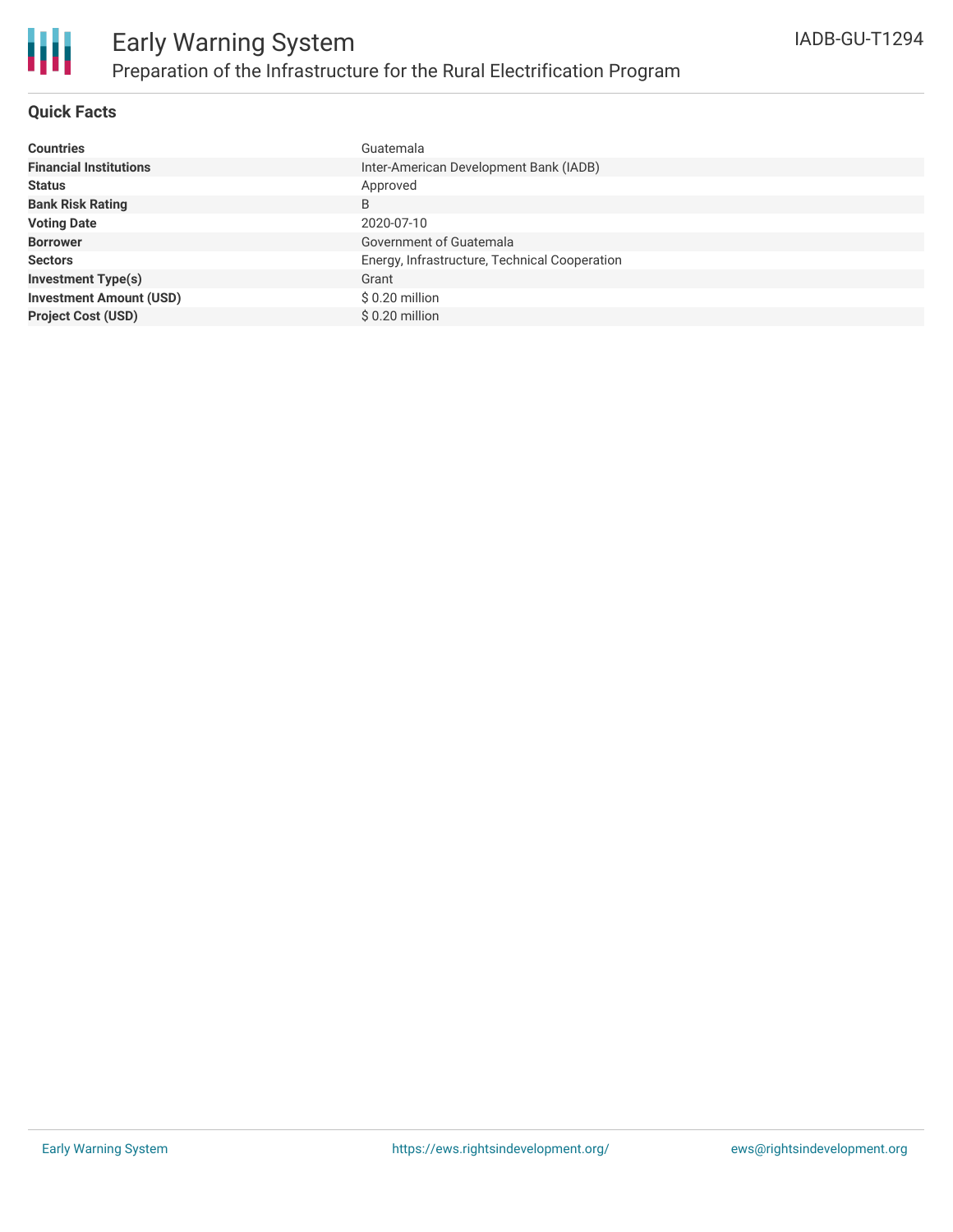# Early Warning System

## Preparation of the Infrastructure for the Rural Electrification Program

IADB-GU-T1294

### Quick Facts

| | |
|---|---|
| **Countries** | Guatemala |
| **Financial Institutions** | Inter-American Development Bank (IADB) |
| **Status** | Approved |
| **Bank Risk Rating** | B |
| **Voting Date** | 2020-07-10 |
| **Borrower** | Government of Guatemala |
| **Sectors** | Energy, Infrastructure, Technical Cooperation |
| **Investment Type(s)** | Grant |
| **Investment Amount (USD)** | $ 0.20 million |
| **Project Cost (USD)** | $ 0.20 million |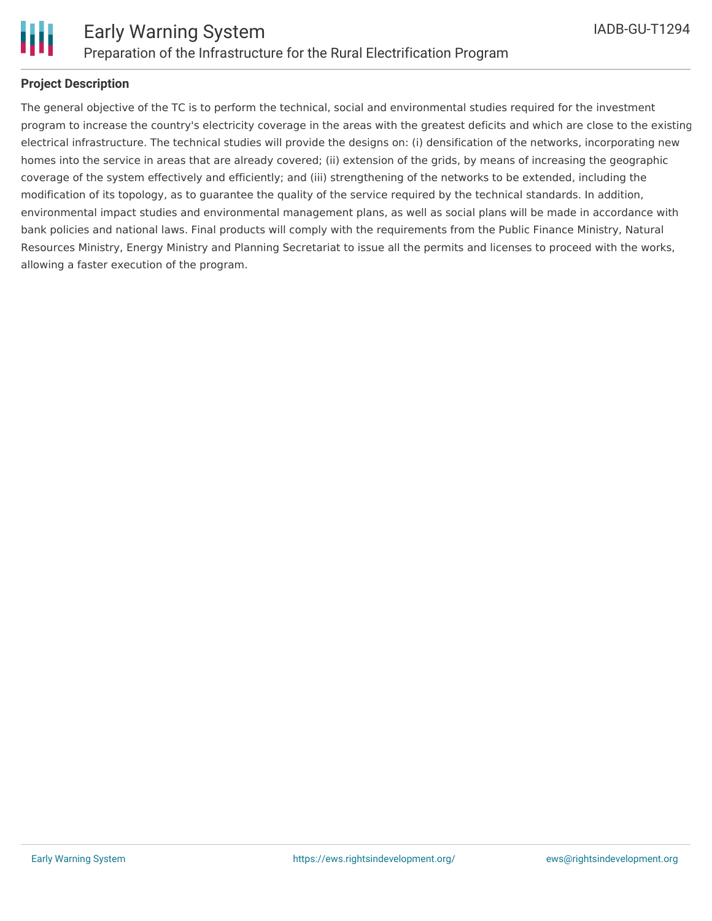## Project Description

The general objective of the TC is to perform the technical, social and environmental studies required for the investment program to increase the country's electricity coverage in the areas with the greatest deficits and which are close to the existing electrical infrastructure. The technical studies will provide the designs on: (i) densification of the networks, incorporating new homes into the service in areas that are already covered; (ii) extension of the grids, by means of increasing the geographic coverage of the system effectively and efficiently; and (iii) strengthening of the networks to be extended, including the modification of its topology, as to guarantee the quality of the service required by the technical standards. In addition, environmental impact studies and environmental management plans, as well as social plans will be made in accordance with bank policies and national laws. Final products will comply with the requirements from the Public Finance Ministry, Natural Resources Ministry, Energy Ministry and Planning Secretariat to issue all the permits and licenses to proceed with the works, allowing a faster execution of the program.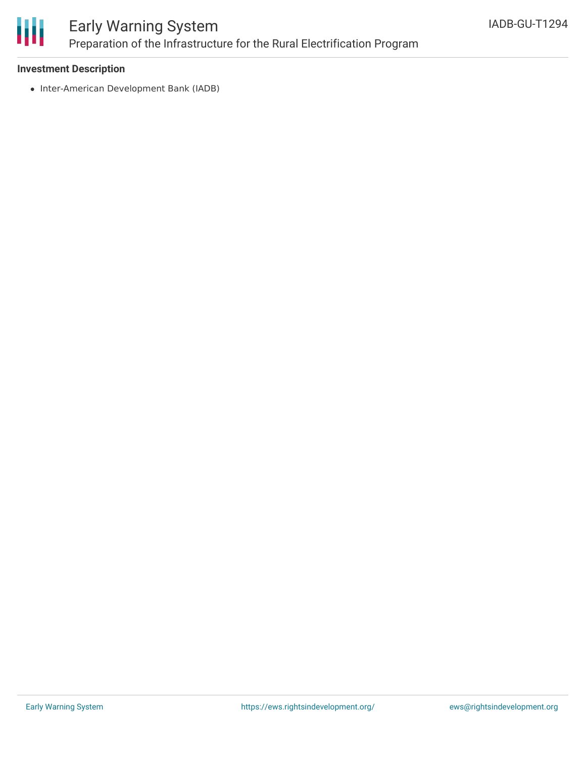**Investment Description**

- Inter-American Development Bank (IADB)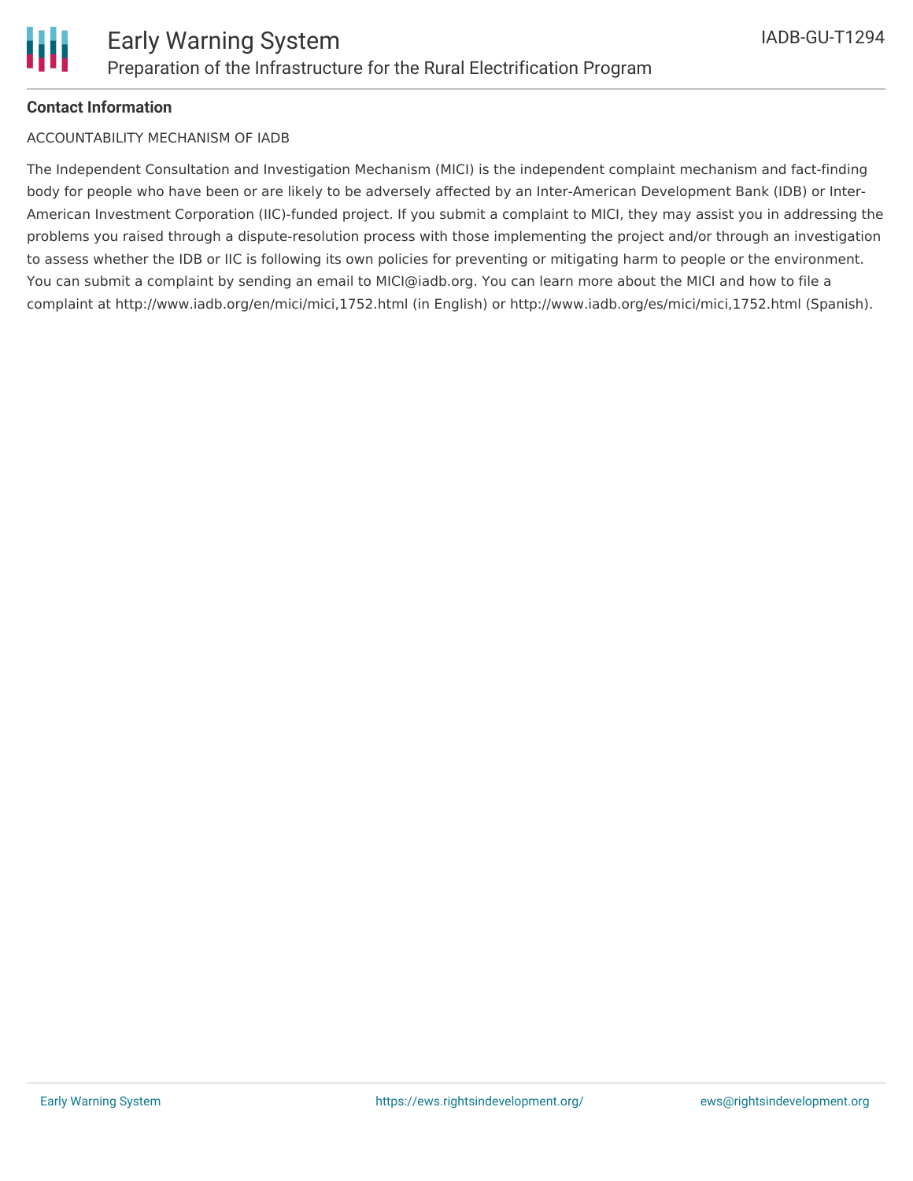**Contact Information**

ACCOUNTABILITY MECHANISM OF IADB

The Independent Consultation and Investigation Mechanism (MICI) is the independent complaint mechanism and fact-finding body for people who have been or are likely to be adversely affected by an Inter-American Development Bank (IDB) or Inter-American Investment Corporation (IIC)-funded project. If you submit a complaint to MICI, they may assist you in addressing the problems you raised through a dispute-resolution process with those implementing the project and/or through an investigation to assess whether the IDB or IIC is following its own policies for preventing or mitigating harm to people or the environment. You can submit a complaint by sending an email to MICI@iadb.org. You can learn more about the MICI and how to file a complaint at http://www.iadb.org/en/mici/mici,1752.html (in English) or http://www.iadb.org/es/mici/mici,1752.html (Spanish).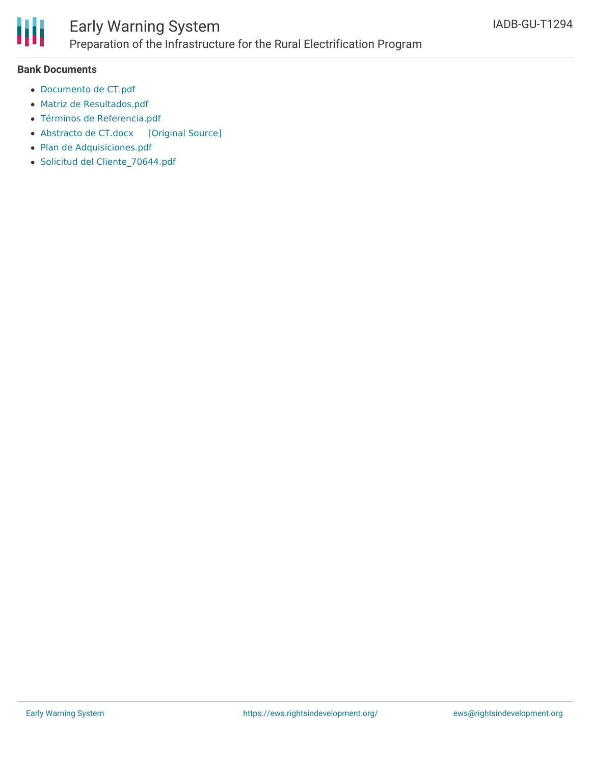**Bank Documents**

- Documento de CT.pdf
- Matriz de Resultados.pdf
- Términos de Referencia.pdf
- Abstracto de CT.docx [Original Source]
- Plan de Adquisiciones.pdf
- Solicitud del Cliente_70644.pdf